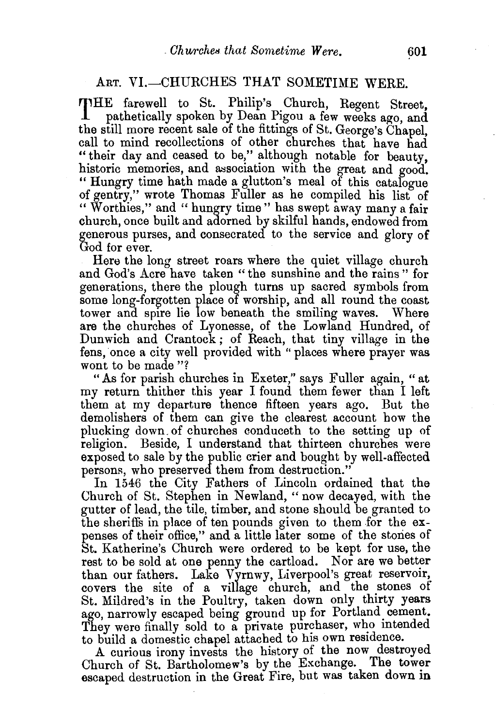## ART. VI.—CHURCHES THAT SOMETIME WERE.

THE farewell to St. Philip's Church, Regent Street, pathetically spoken by Dean Pigou a few weeks ago, and the still more recent sale of the fittings of St. George's Chapel, call to mind recollections of other churches that have had "their day and ceased to be," although notable for beauty, historic memories, and association with the great and good. "Hungry time hath made a glutton's meal of this catalogue of gentry," wrote Thomas Fuller as he compiled his list of "Worthies," and "hungry time" has swept away many a fair church, once built and adorned by skilful hands, endowed from generous purses, and consecrated to the service and glory of God for ever.

Here the long street roars where the quiet village church and God's Acre have taken "the sunshine and the rains" for generations, there the plough turns up sacred symbols from some long-forgotten place of worship, and all round the coast tower and spire lie low beneath the smiling waves. Where are the churches of Lyonesse, of the Lowland Hundred, of Dunwich and Crantock; of Reach, that tiny village in the fens, once a city well provided with "places where prayer was wont to be made"?

"As for parish churches in Exeter," says Fuller again, "at my return thither this year I found them fewer than I left them at my departure thence fifteen years ago. But the demolishers of them can give the clearest account how the plucking down of churches conduceth to the setting up of religion. Beside, I understand that thirteen churches were exposed to sale by the public crier and bought by well-affected persons, who preserved them from destruction."

In 1546 the City Fathers of Lincoln ordained that the Church of St. Stephen in Newland, "now decayed, with the gutter of lead, the tile, timber, and stone should be granted to the sheriffs in place of ten pounds given to them for the expenses of their office," and a little later some of the stones of St. Katherine's Church were ordered to be kept for use, the rest to be sold at one penny the cartload. Nor are we better than our fathers. Lake Vyrnwy, Liverpool's great reservoir, covers the site of a village church, and the stones of St. Mildred's in the Poultry, taken down only thirty years ago, narrowly escaped being ground up for Portland cement. They were finally sold to a private purchaser, who intended to build a domestic chapel attached to his own residence.

A curious irony invests the history of the now destroyed Church of St. Bartholomew's by the Exchange. The tower escaped destruction in the Great Fire, but was taken down in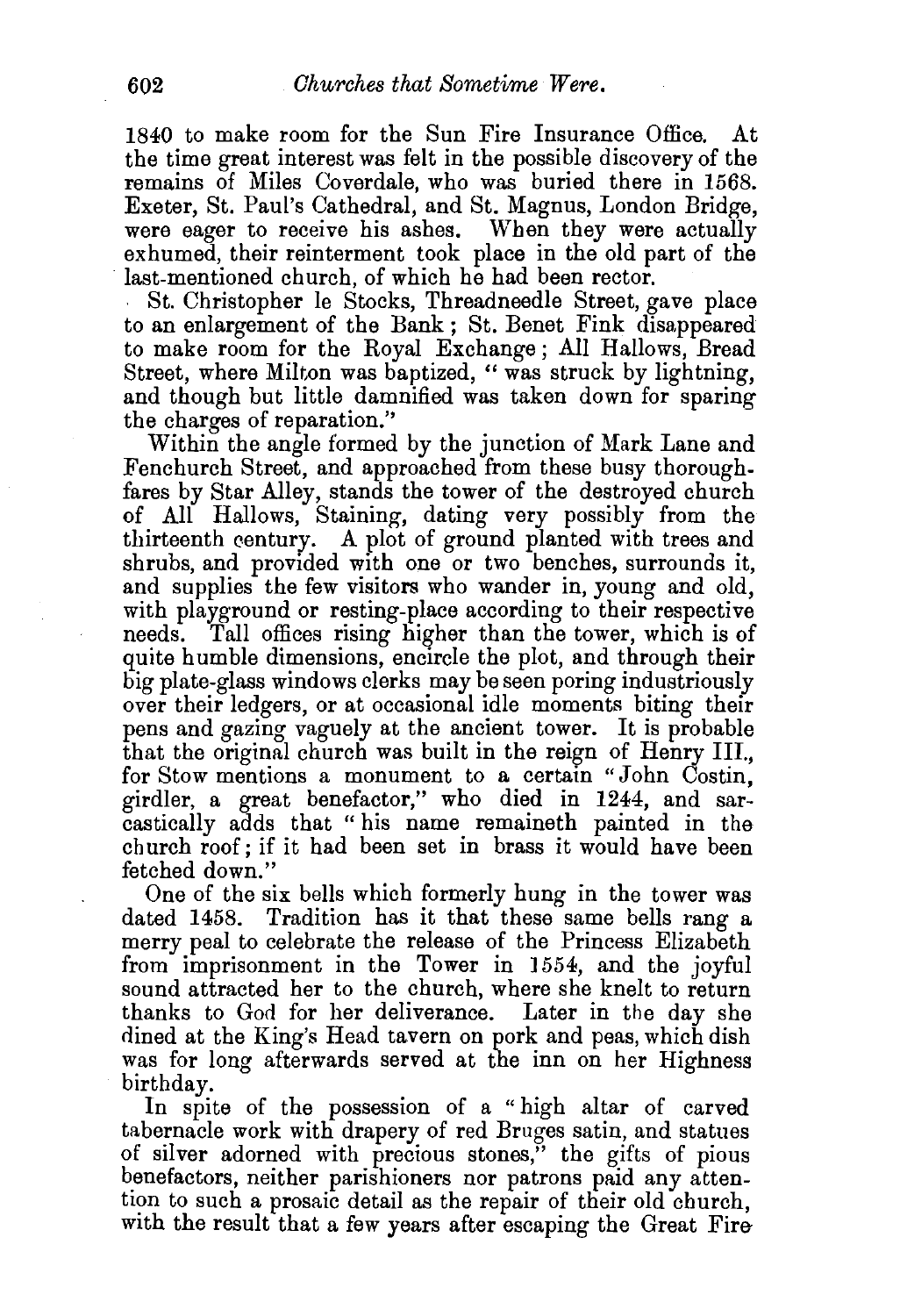1840 to make room for the Sun Fire Insurance Office. At the time great interest was felt in the possible discovery of the remains of Miles Coverdale, who was buried there in 1568. Exeter, St. Paul's Cathedral, and St. Magnus, London Bridge, were eager to receive his ashes. When they were actually exhumed, their reinterment took place in the old part of the last-mentioned church, of which he had been rector.

St. Christopher le Stocks, Threadneedle Street, gave place to an enlargement of the Bank; St. Benet Fink disappeared to make room for the Royal Exchange; All Hallows, Bread Street, where Milton was baptized, "was struck by lightning, and though but little damnified was taken down for sparing the charges of reparation."

Within the angle formed by the junction of Mark Lane and Fenchurch Street, and approached from these busy thoroughfares by Star Alley, stands the tower of the destroyed church of All Hallows, Staining, dating very possibly from the thirteenth century. A plot of ground planted with trees and shrubs, and provided with one or two benches, surrounds it, and supplies the few visitors who wander in, young and old, with playground or resting-place according to their respective needs. Tall offices rising higher than the tower, which is of quite humble dimensions, encircle the plot, and through their big plate-glass windows clerks may be seen poring industriously over their ledgers, or at occasional idle moments biting their pens and gazing vaguely at the ancient tower. It is probable that the original church was built in the reign of Henry III., for Stow mentions a monument to a certain "John Costin, girdler, a great benefactor," who died in 1244, and sarcastically adds that "his name remaineth painted in the church roof; if it had been set in brass it would have been fetched down."

One of the six bells which formerly hung in the tower was dated 1458. Tradition has it that these same bells rang a merry peal to celebrate the release of the Princess Elizabeth from imprisonment in the Tower in 1554, and the joyful sound attracted her to the church, where she knelt to return thanks to God for her deliverance. Later in the day she dined at the King's Head tavern on pork and peas, which dish was for long afterwards served at the inn on her Highness birthday.

In spite of the possession of a "high altar of carved tabernacle work with drapery of red Bruges satin, and statues of silver adorned with precious stones," the gifts of pious benefactors, neither parishioners nor patrons paid any attention to such a prosaic detail as the repair of their old church, with the result that a few years after escaping the Great Fire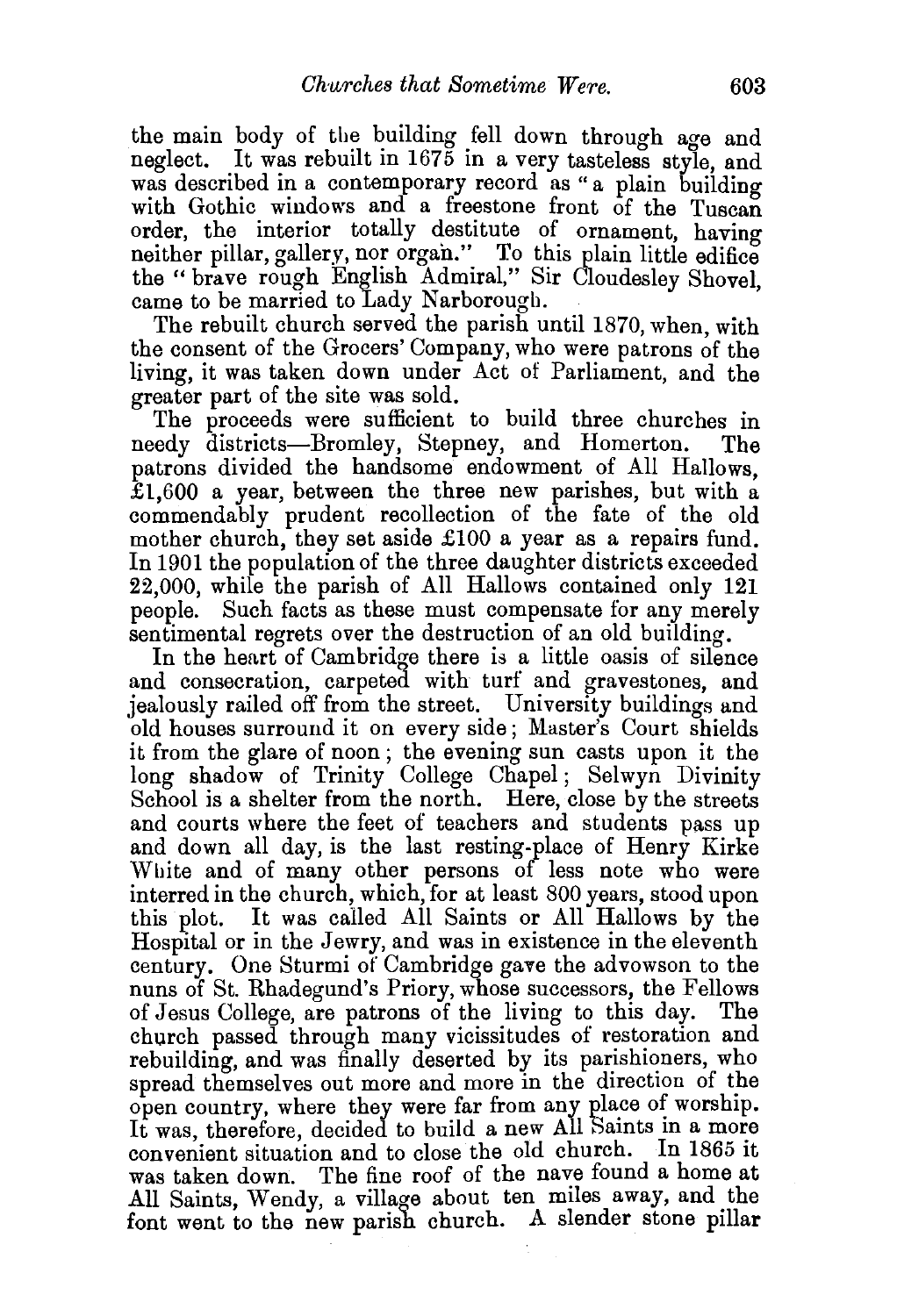the main body of the building fell down through age and neglect. It was rebuilt in 1675 in a very tasteless style, and was described in a contemporary record as "a plain building with Gothic windows and a freestone front of the Tuscan order, the interior totally destitute of ornament, having neither pillar, gallery, nor organ." To this plain little edifice the "brave rough English Admiral," Sir Cloudesley Shovel, came to be married to Lady Narborough.

The rebuilt church served the parish until 1870, when, with the consent of the Grocers' Company, who were patrons of the living, it was taken down under Act of Parliament, and the greater part of the site was sold.

The proceeds were sufficient to build three churches in needy districts—Bromley, Stepney, and Homerton. The patrons divided the handsome endowment of All Hallows, £1,600 a year, between the three new parishes, but with a commendably prudent recollection of the fate of the old mother church, they set aside £100 a year as a repairs fund. In 1901 the population of the three daughter districts exceeded 22,000, while the parish of All Hallows contained only 121 people. Such facts as these must compensate for any merely sentimental regrets over the destruction of an old building.

In the heart of Cambridge there is a little oasis of silence and consecration, carpeted with turf and gravestones, and jealously railed off from the street. University buildings and old houses surround it on every side; Master's Court shields it from the glare of noon; the evening sun casts upon it the long shadow of Trinity College Chapel; Selwyn Divinity School is a shelter from the north. Here, close by the streets and courts where the feet of teachers and students pass up and down all day, is the last resting-place of Henry Kirke White and of many other persons of less note who were interred in the church, which, for at least 800 years, stood upon this plot. It was called All Saints or All Hallows by the Hospital or in the Jewry, and was in existence in the eleventh century. One Sturmi of Cambridge gave the advowson to the nuns of St. Rhadegund's Priory, whose successors, the Fellows of Jesus College, are patrons of the living to this day. The church passed through many vicissitudes of restoration and rebuilding, and was finally deserted by its parishioners, who spread themselves out more and more in the direction of the open country, where they were far from any place of worship. It was, therefore, decided to build a new All Saints in a more convenient situation and to close the old church. In 1865 it was taken down. The fine roof of the nave found a home at All Saints, Wendy, a village about ten miles away, and the font went to the new parish church. A slender stone pillar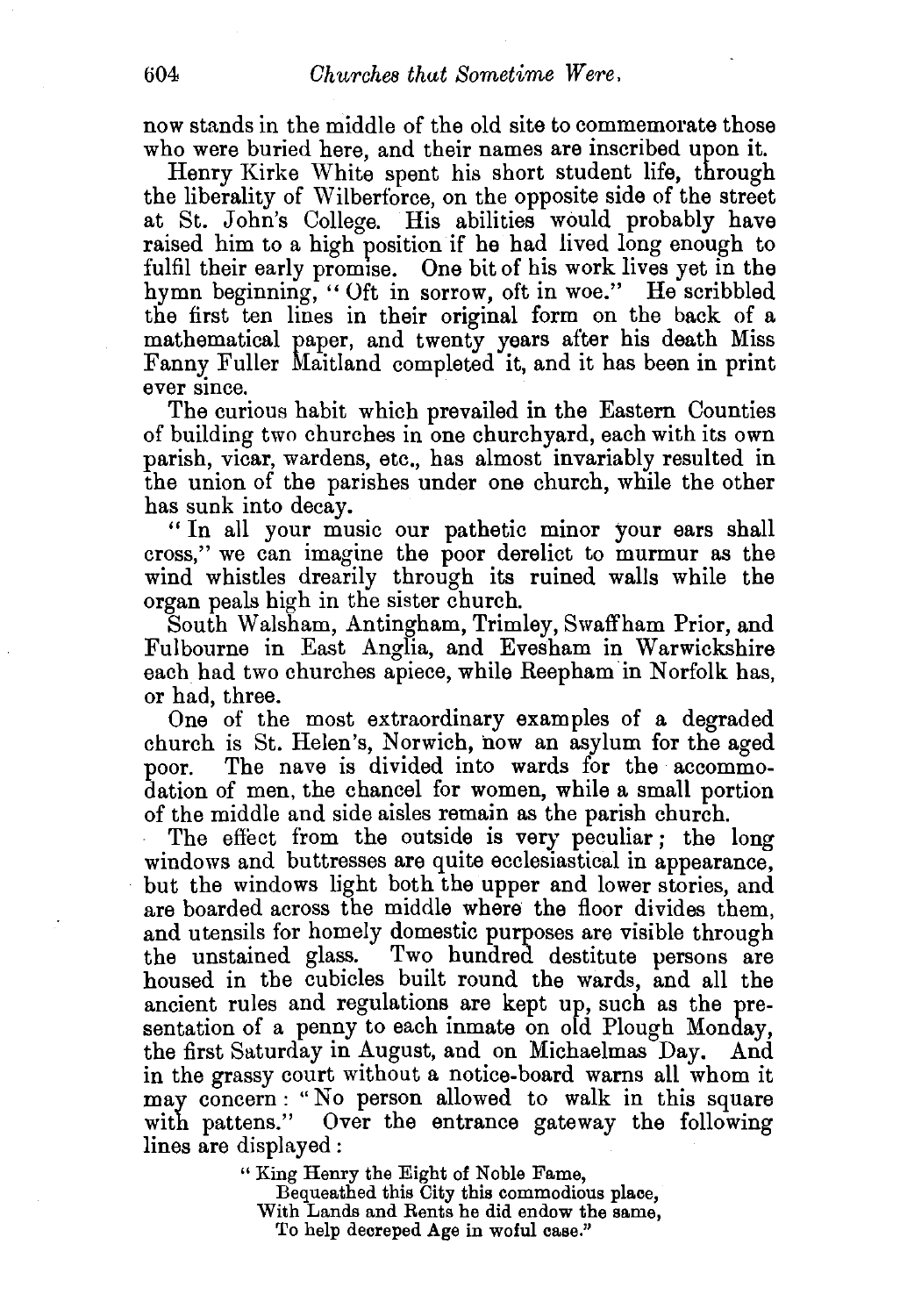now stands in the middle of the old site to commemorate those who were buried here, and their names are inscribed upon it.

Henry Kirke White spent his short student life, through the liberality of Wilberforce, on the opposite side of the street at St. John's College. His abilities would probably have raised him to a high position if he had lived long enough to fulfil their early promise. One bit of his work lives yet in the hymn beginning, "Oft in sorrow, oft in woe." He scribbled the first ten lines in their original form on the back of a mathematical paper, and twenty years after his death Miss Fanny Fuller Maitland completed it, and it has been in print ever since.

The curious habit which prevailed in the Eastern Counties of building two churches in one churchyard, each with its own parish, vicar, wardens, etc., has almost invariably resulted in the union of the parishes under one church, while the other has sunk into decay.

"In all your music our pathetic minor your ears shall cross," we can imagine the poor derelict to murmur as the wind whistles drearily through its ruined walls while the organ peals high in the sister church.

South Walsham, Antingham, Trimley, Swaffham Prior, and Fulbourne in East Anglia, and Evesham in Warwickshire each had two churches apiece, while Reepham in Norfolk has, or had, three.

One of the most extraordinary examples of a degraded church is St. Helen's, Norwich, now an asylum for the aged poor. The nave is divided into wards for the accommodation of men, the chancel for women, while a small portion of the middle and side aisles remain as the parish church.

The effect from the outside is very peculiar; the long windows and buttresses are quite ecclesiastical in appearance, but the windows light both the upper and lower stories, and are boarded across the middle where the floor divides them, and utensils for homely domestic purposes are visible through the unstained glass. Two hundred destitute persons are housed in the cubicles built round the wards, and all the ancient rules and regulations are kept up, such as the presentation of a penny to each inmate on old Plough Monday, the first Saturday in August, and on Michaelmas Day. And in the grassy court without a notice-board warns all whom it may concern: "No person allowed to walk in this square with pattens." Over the entrance gateway the following lines are displayed:

> "King Henry the Eight of Noble Fame,
> Bequeathed this City this commodious place,
> With Lands and Rents he did endow the same,
> To help decreped Age in woful case."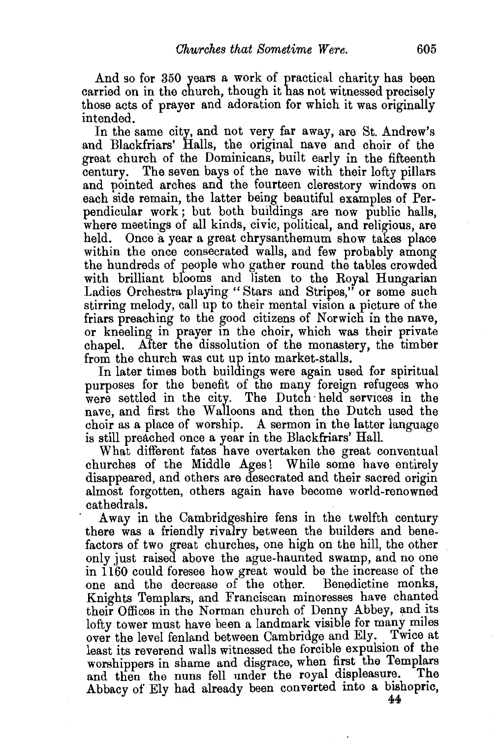And so for 350 years a work of practical charity has been carried on in the church, though it has not witnessed precisely those acts of prayer and adoration for which it was originally intended.

In the same city, and not very far away, are St. Andrew's and Blackfriars' Halls, the original nave and choir of the great church of the Dominicans, built early in the fifteenth century. The seven bays of the nave with their lofty pillars and pointed arches and the fourteen clerestory windows on each side remain, the latter being beautiful examples of Perpendicular work; but both buildings are now public halls, where meetings of all kinds, civic, political, and religious, are held. Once a year a great chrysanthemum show takes place within the once consecrated walls, and few probably among the hundreds of people who gather round the tables crowded with brilliant blooms and listen to the Royal Hungarian Ladies Orchestra playing "Stars and Stripes," or some such stirring melody, call up to their mental vision a picture of the friars preaching to the good citizens of Norwich in the nave, or kneeling in prayer in the choir, which was their private chapel. After the dissolution of the monastery, the timber from the church was cut up into market-stalls.

In later times both buildings were again used for spiritual purposes for the benefit of the many foreign refugees who were settled in the city. The Dutch held services in the nave, and first the Walloons and then the Dutch used the choir as a place of worship. A sermon in the latter language is still preached once a year in the Blackfriars' Hall.

What different fates have overtaken the great conventual churches of the Middle Ages! While some have entirely disappeared, and others are desecrated and their sacred origin almost forgotten, others again have become world-renowned cathedrals.

Away in the Cambridgeshire fens in the twelfth century there was a friendly rivalry between the builders and benefactors of two great churches, one high on the hill, the other only just raised above the ague-haunted swamp, and no one in 1160 could foresee how great would be the increase of the one and the decrease of the other. Benedictine monks, Knights Templars, and Franciscan minoresses have chanted their Offices in the Norman church of Denny Abbey, and its lofty tower must have been a landmark visible for many miles over the level fenland between Cambridge and Ely. Twice at least its reverend walls witnessed the forcible expulsion of the worshippers in shame and disgrace, when first the Templars and then the nuns fell under the royal displeasure. The Abbacy of Ely had already been converted into a bishopric,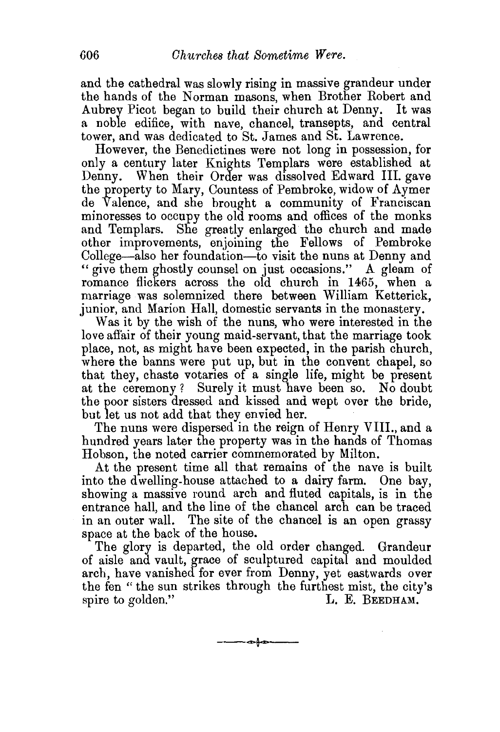and the cathedral was slowly rising in massive grandeur under the hands of the Norman masons, when Brother Robert and Aubrey Picot began to build their church at Denny. It was a noble edifice, with nave, chancel, transepts, and central tower, and was dedicated to St. James and St. Lawrence.

However, the Benedictines were not long in possession, for only a century later Knights Templars were established at Denny. When their Order was dissolved Edward III. gave the property to Mary, Countess of Pembroke, widow of Aymer de Valence, and she brought a community of Franciscan minoresses to occupy the old rooms and offices of the monks and Templars. She greatly enlarged the church and made other improvements, enjoining the Fellows of Pembroke College—also her foundation—to visit the nuns at Denny and "give them ghostly counsel on just occasions." A gleam of romance flickers across the old church in 1465, when a marriage was solemnized there between William Ketterick, junior, and Marion Hall, domestic servants in the monastery.

Was it by the wish of the nuns, who were interested in the love affair of their young maid-servant, that the marriage took place, not, as might have been expected, in the parish church, where the banns were put up, but in the convent chapel, so that they, chaste votaries of a single life, might be present at the ceremony? Surely it must have been so. No doubt the poor sisters dressed and kissed and wept over the bride, but let us not add that they envied her.

The nuns were dispersed in the reign of Henry VIII., and a hundred years later the property was in the hands of Thomas Hobson, the noted carrier commemorated by Milton.

At the present time all that remains of the nave is built into the dwelling-house attached to a dairy farm. One bay, showing a massive round arch and fluted capitals, is in the entrance hall, and the line of the chancel arch can be traced in an outer wall. The site of the chancel is an open grassy space at the back of the house.

The glory is departed, the old order changed. Grandeur of aisle and vault, grace of sculptured capital and moulded arch, have vanished for ever from Denny, yet eastwards over the fen "the sun strikes through the furthest mist, the city's spire to golden."

L. E. BEEDHAM.